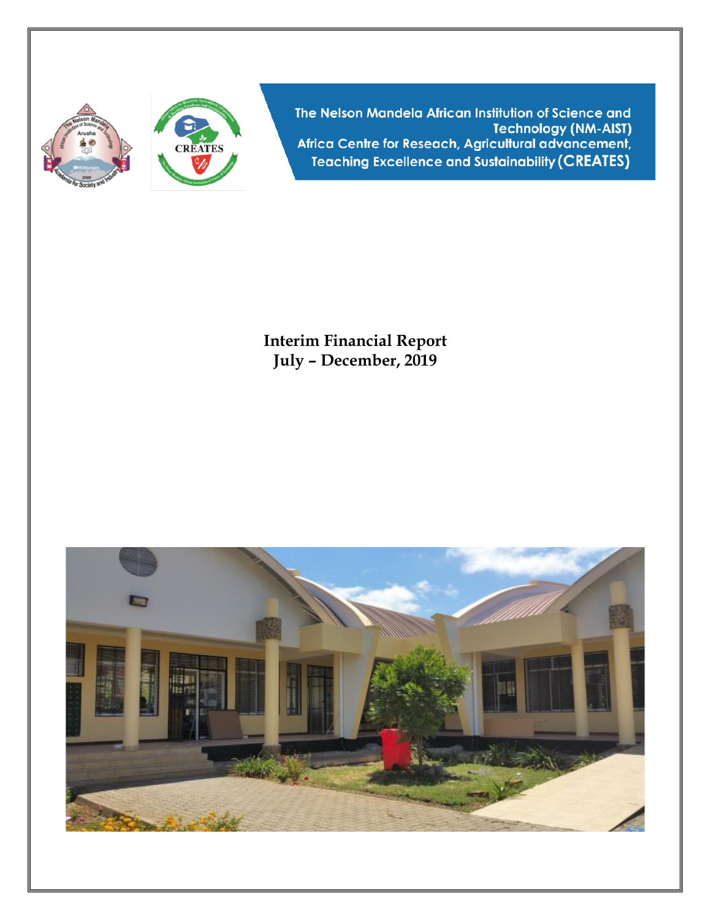The Nelson Mandela African Institution of Science and Technology (NM-AIST)
Africa Centre for Reseach, Agricultural advancement, Teaching Excellence and Sustainability (CREATES)

# Interim Financial Report
## July – December, 2019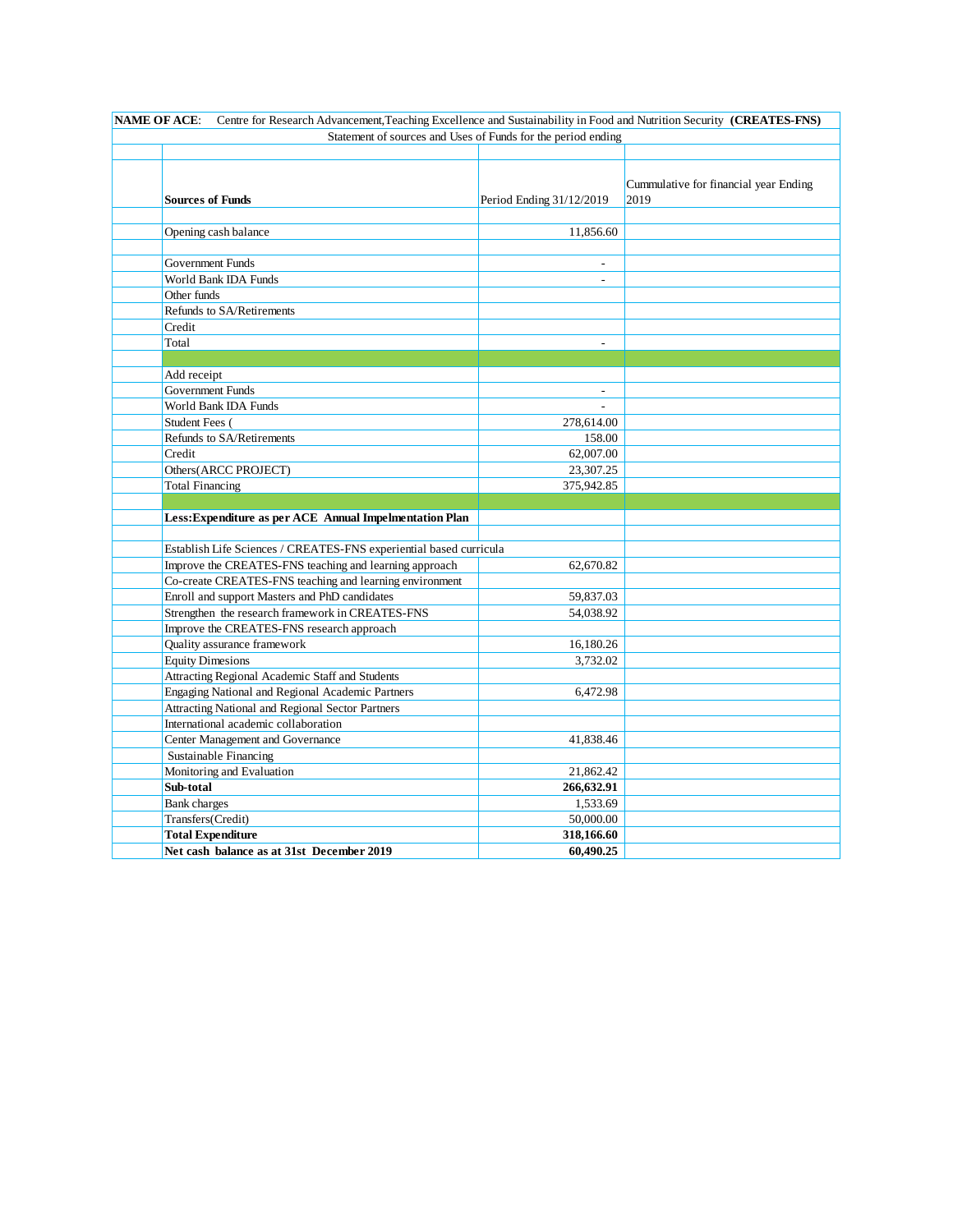**NAME OF ACE**: Centre for Research Advancement,Teaching Excellence and Sustainability in Food and Nutrition Security **(CREATES-FNS)**

Statement of sources and Uses of Funds for the period ending

| **Sources of Funds** | Period Ending 31/12/2019 | Cummulative for financial year Ending 2019 |
|---|---|---|
| | | |
| Opening cash balance | 11,856.60 | |
| | | |
| Government Funds | - | |
| World Bank IDA Funds | - | |
| Other funds | | |
| Refunds to SA/Retirements | | |
| Credit | | |
| Total | - | |
| | | |
| Add receipt | | |
| Government Funds | - | |
| World Bank IDA Funds | - | |
| Student Fees ( | 278,614.00 | |
| Refunds to SA/Retirements | 158.00 | |
| Credit | 62,007.00 | |
| Others(ARCC PROJECT) | 23,307.25 | |
| Total Financing | 375,942.85 | |
| | | |
| **Less:Expenditure as per ACE Annual Impelmentation Plan** | | |
| | | |
| Establish Life Sciences / CREATES-FNS experiential based curricula | | |
| Improve the CREATES-FNS teaching and learning approach | 62,670.82 | |
| Co-create CREATES-FNS teaching and learning environment | | |
| Enroll and support Masters and PhD candidates | 59,837.03 | |
| Strengthen the research framework in CREATES-FNS | 54,038.92 | |
| Improve the CREATES-FNS research approach | | |
| Quality assurance framework | 16,180.26 | |
| Equity Dimesions | 3,732.02 | |
| Attracting Regional Academic Staff and Students | | |
| Engaging National and Regional Academic Partners | 6,472.98 | |
| Attracting National and Regional Sector Partners | | |
| International academic collaboration | | |
| Center Management and Governance | 41,838.46 | |
| Sustainable Financing | | |
| Monitoring and Evaluation | 21,862.42 | |
| **Sub-total** | **266,632.91** | |
| Bank charges | 1,533.69 | |
| Transfers(Credit) | 50,000.00 | |
| **Total Expenditure** | **318,166.60** | |
| **Net cash balance as at 31st December 2019** | **60,490.25** | |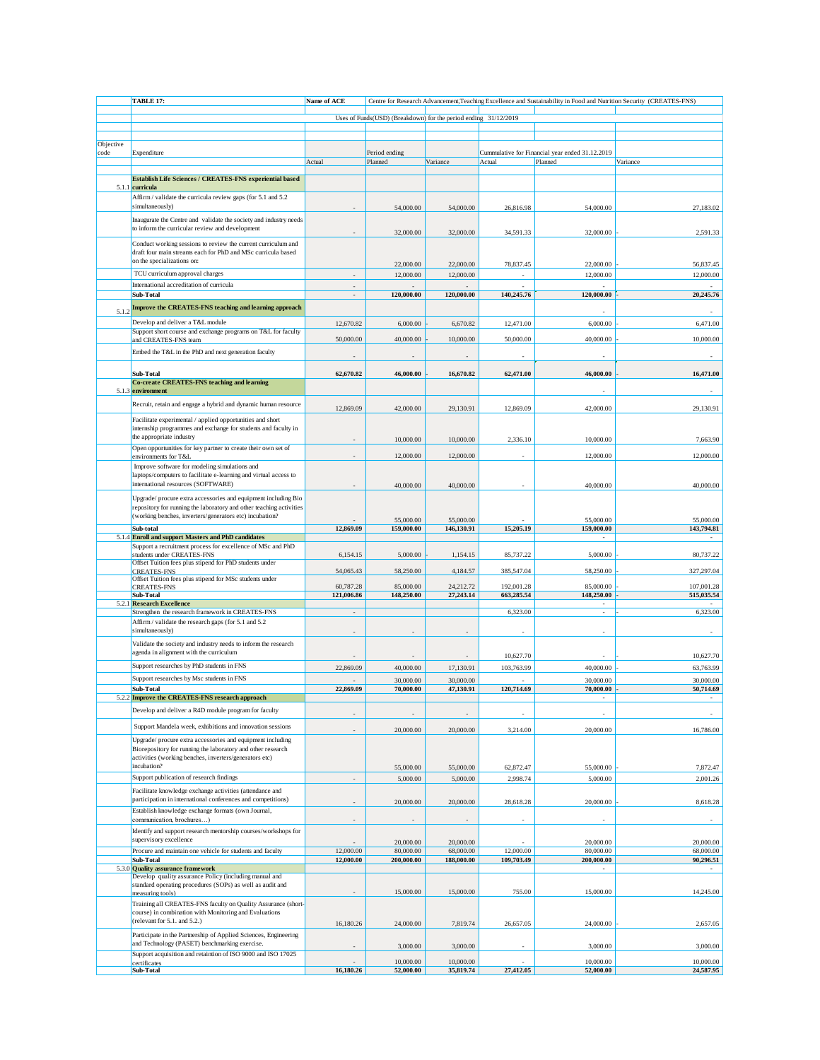| Objective code | Expenditure | Actual | Period ending Planned | Variance | Cummulative for Financial year ended 31.12.2019 Actual | Planned | Variance |
|---|---|---|---|---|---|---|---|
| **TABLE 17:** | | **Name of ACE** | Centre for Research Advancement,Teaching Excellence and Sustainability in Food and Nutrition Security (CREATES-FNS) | | | | |
| | | | Uses of Funds(USD) (Breakdown) for the period ending 31/12/2019 | | | | |
| 5.1.1 | **Establish Life Sciences / CREATES-FNS experiential based curricula** | | | | | | |
| | Affirm / validate the curricula review gaps (for 5.1 and 5.2 simultaneously) | - | 54,000.00 | 54,000.00 | 26,816.98 | 54,000.00 | 27,183.02 |
| | Inaugurate the Centre and validate the society and industry needs to inform the curricular review and development | - | 32,000.00 | 32,000.00 | 34,591.33 | 32,000.00 | - 2,591.33 |
| | Conduct working sessions to review the current curriculum and draft four main streams each for PhD and MSc curricula based on the specializations on: | | 22,000.00 | 22,000.00 | 78,837.45 | 22,000.00 | - 56,837.45 |
| | TCU curriculum approval charges | - | 12,000.00 | 12,000.00 | - | 12,000.00 | 12,000.00 |
| | International accreditation of curricula | - | - | | - | - | - |
| | **Sub-Total** | **-** | **120,000.00** | **120,000.00** | **140,245.76** | **120,000.00** | **- 20,245.76** |
| 5.1.2 | **Improve the CREATES-FNS teaching and learning approach** | | | | | - | - |
| | Develop and deliver a T&L module | 12,670.82 | 6,000.00 | - 6,670.82 | 12,471.00 | 6,000.00 | - 6,471.00 |
| | Support short course and exchange programs on T&L for faculty and CREATES-FNS team | 50,000.00 | 40,000.00 | - 10,000.00 | 50,000.00 | 40,000.00 | - 10,000.00 |
| | Embed the T&L in the PhD and next generation faculty | - | - | - | - | - | - |
| | **Sub-Total** | **62,670.82** | **46,000.00** | **- 16,670.82** | **62,471.00** | **46,000.00** | **- 16,471.00** |
| 5.1.3 | **Co-create CREATES-FNS teaching and learning environment** | | | | | - | - |
| | Recruit, retain and engage a hybrid and dynamic human resource | 12,869.09 | 42,000.00 | 29,130.91 | 12,869.09 | 42,000.00 | 29,130.91 |
| | Facilitate experimental / applied opportunities and short internship programmes and exchange for students and faculty in the appropriate industry | - | 10,000.00 | 10,000.00 | 2,336.10 | 10,000.00 | 7,663.90 |
| | Open opportunities for key partner to create their own set of environments for T&L | - | 12,000.00 | 12,000.00 | - | 12,000.00 | 12,000.00 |
| | Improve software for modeling simulations and laptops/computers to facilitate e-learning and virtual access to international resources (SOFTWARE) | - | 40,000.00 | 40,000.00 | - | 40,000.00 | 40,000.00 |
| | Upgrade/ procure extra accessories and equipment including Bio repository for running the laboratory and other teaching activities (working benches, inverters/generators etc) incubation? | - | 55,000.00 | 55,000.00 | - | 55,000.00 | 55,000.00 |
| | **Sub-total** | **12,869.09** | **159,000.00** | **146,130.91** | **15,205.19** | **159,000.00** | **143,794.81** |
| 5.1.4 | **Enroll and support Masters and PhD candidates** | | | | | - | - |
| | Support a recruitment process for excellence of MSc and PhD students under CREATES-FNS | 6,154.15 | 5,000.00 | - 1,154.15 | 85,737.22 | 5,000.00 | - 80,737.22 |
| | Offset Tuition fees plus stipend for PhD students under CREATES-FNS | 54,065.43 | 58,250.00 | 4,184.57 | 385,547.04 | 58,250.00 | - 327,297.04 |
| | Offset Tuition fees plus stipend for MSc students under CREATES-FNS | 60,787.28 | 85,000.00 | 24,212.72 | 192,001.28 | 85,000.00 | - 107,001.28 |
| | **Sub-Total** | **121,006.86** | **148,250.00** | **27,243.14** | **663,285.54** | **148,250.00** | **- 515,035.54** |
| 5.2.1 | **Research Excellence** | | | | | - | - |
| | Strengthen the research framework in CREATES-FNS | - | | | 6,323.00 | - | - 6,323.00 |
| | Affirm / validate the research gaps (for 5.1 and 5.2 simultaneously) | - | - | - | - | - | - |
| | Validate the society and industry needs to inform the research agenda in alignment with the curriculum | - | - | - | 10,627.70 | - | - 10,627.70 |
| | Support researches by PhD students in FNS | 22,869.09 | 40,000.00 | 17,130.91 | 103,763.99 | 40,000.00 | - 63,763.99 |
| | Support researches by Msc students in FNS | - | 30,000.00 | 30,000.00 | - | 30,000.00 | 30,000.00 |
| | **Sub-Total** | **22,869.09** | **70,000.00** | **47,130.91** | **120,714.69** | **70,000.00** | **- 50,714.69** |
| 5.2.2 | **Improve the CREATES-FNS research approach** | | | | | - | - |
| | Develop and deliver a R4D module program for faculty | - | - | - | - | - | - |
| | Support Mandela week, exhibitions and innovation sessions | - | 20,000.00 | 20,000.00 | 3,214.00 | 20,000.00 | 16,786.00 |
| | Upgrade/ procure extra accessories and equipment including Biorepository for running the laboratory and other research activities (working benches, inverters/generators etc) incubation? | | 55,000.00 | 55,000.00 | 62,872.47 | 55,000.00 | - 7,872.47 |
| | Support publication of research findings | - | 5,000.00 | 5,000.00 | 2,998.74 | 5,000.00 | 2,001.26 |
| | Facilitate knowledge exchange activities (attendance and participation in international conferences and competitions) | - | 20,000.00 | 20,000.00 | 28,618.28 | 20,000.00 | - 8,618.28 |
| | Establish knowledge exchange formats (own Journal, communication, brochures…) | - | - | - | - | - | - |
| | Identify and support research mentorship courses/workshops for supervisory excellence | - | 20,000.00 | 20,000.00 | - | 20,000.00 | 20,000.00 |
| | Procure and maintain one vehicle for students and faculty | 12,000.00 | 80,000.00 | 68,000.00 | 12,000.00 | 80,000.00 | 68,000.00 |
| | **Sub-Total** | **12,000.00** | **200,000.00** | **188,000.00** | **109,703.49** | **200,000.00** | **90,296.51** |
| 5.3.0 | **Quality assurance framework** | | | | | - | - |
| | Develop quality assurance Policy (including manual and standard operating procedures (SOPs) as well as audit and measuring tools) | - | 15,000.00 | 15,000.00 | 755.00 | 15,000.00 | 14,245.00 |
| | Training all CREATES-FNS faculty on Quality Assurance (short-course) in combination with Monitoring and Evaluations (relevant for 5.1. and 5.2.) | 16,180.26 | 24,000.00 | 7,819.74 | 26,657.05 | 24,000.00 | - 2,657.05 |
| | Participate in the Partnership of Applied Sciences, Engineering and Technology (PASET) benchmarking exercise. | - | 3,000.00 | 3,000.00 | - | 3,000.00 | 3,000.00 |
| | Support acquisition and retaintion of ISO 9000 and ISO 17025 certificates | - | 10,000.00 | 10,000.00 | - | 10,000.00 | 10,000.00 |
| | **Sub-Total** | **16,180.26** | **52,000.00** | **35,819.74** | **27,412.05** | **52,000.00** | **24,587.95** |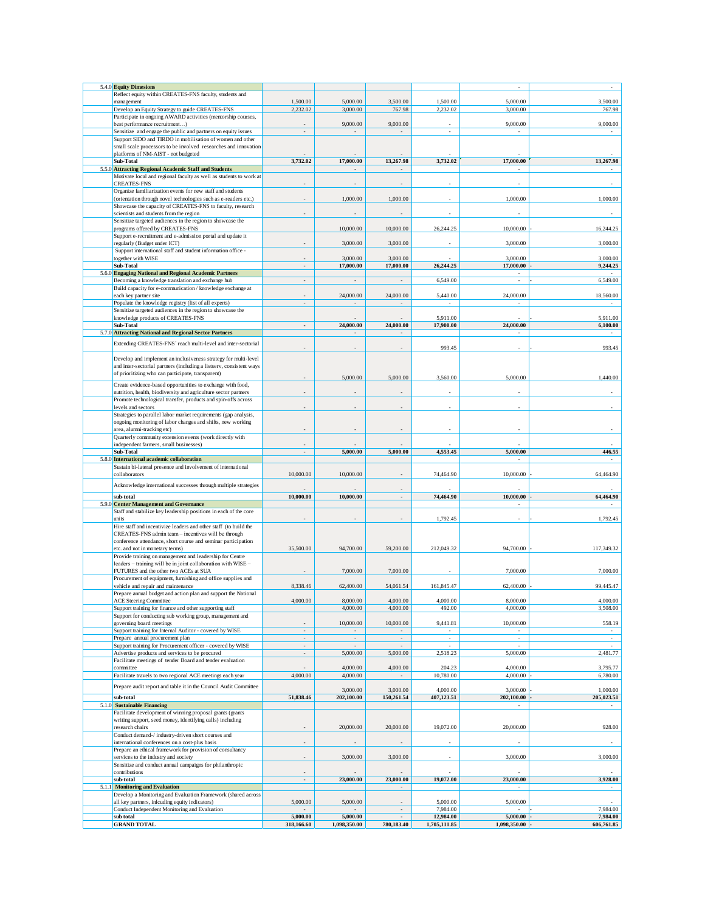| | | | | | | | |
|---|---|---|---|---|---|---|---|
| 5.4.0 | **Equity Dimesions** | | | | | - | - |
| | Reflect equity within CREATES-FNS faculty, students and management | 1,500.00 | 5,000.00 | 3,500.00 | 1,500.00 | 5,000.00 | 3,500.00 |
| | Develop an Equity Strategy to guide CREATES-FNS | 2,232.02 | 3,000.00 | 767.98 | 2,232.02 | 3,000.00 | 767.98 |
| | Participate in ongoing AWARD activities (mentorship courses, best performance recruitment…) | - | 9,000.00 | 9,000.00 | - | 9,000.00 | 9,000.00 |
| | Sensitize and engage the public and partners on equity issues | - | - | - | - | - | - |
| | Support SIDO and TIRDO in mobilisation of women and other small scale processors to be involved researches and innovation platforms of NM-AIST - not budgeted | - | - | - | - | - | - |
| | **Sub-Total** | **3,732.02** | **17,000.00** | **13,267.98** | **3,732.02** | **17,000.00** | **13,267.98** |
| 5.5.0 | **Attracting Regional Academic Staff and Students** | | - | - | | - | - |
| | Motivate local and regional faculty as well as students to work at CREATES-FNS | - | - | - | - | - | - |
| | Organize familiarization events for new staff and students (orientation through novel technologies such as e-readers etc.) | - | 1,000.00 | 1,000.00 | - | 1,000.00 | 1,000.00 |
| | Showcase the capacity of CREATES-FNS to faculty, research scientists and students from the region | - | - | - | - | - | - |
| | Sensitize targeted audiences in the region to showcase the programs offered by CREATES-FNS | | 10,000.00 | 10,000.00 | 26,244.25 | 10,000.00 | - 16,244.25 |
| | Support e-recruitment and e-admission portal and update it regularly (Budget under ICT) | - | 3,000.00 | 3,000.00 | - | 3,000.00 | 3,000.00 |
| | Support international staff and student information office - together with WISE | - | 3,000.00 | 3,000.00 | - | 3,000.00 | 3,000.00 |
| | **Sub-Total** | **-** | **17,000.00** | **17,000.00** | **26,244.25** | **17,000.00** | **- 9,244.25** |
| 5.6.0 | **Engaging National and Regional Academic Partners** | | | | | - | - |
| | Becoming a knowledge translation and exchange hub | - | - | - | 6,549.00 | - | - 6,549.00 |
| | Build capacity for e-communication / knowledge exchange at each key partner site | - | 24,000.00 | 24,000.00 | 5,440.00 | 24,000.00 | 18,560.00 |
| | Populate the knowledge registry (list of all experts) | - | - | - | - | - | - |
| | Sensitize targeted audiences in the region to showcase the knowledge products of CREATES-FNS | | - | - | 5,911.00 | - | - 5,911.00 |
| | **Sub-Total** | **-** | **24,000.00** | **24,000.00** | **17,900.00** | **24,000.00** | **6,100.00** |
| 5.7.0 | **Attracting National and Regional Sector Partners** | | - | - | | - | - |
| | Extending CREATES-FNS´ reach multi-level and inter-sectorial | - | - | - | 993.45 | - | - 993.45 |
| | Develop and implement an inclusiveness strategy for multi-level and inter-sectorial partners (including a listserv, consistent ways of prioritizing who can participate, transparent) | - | 5,000.00 | 5,000.00 | 3,560.00 | 5,000.00 | 1,440.00 |
| | Create evidence-based opportunities to exchange with food, nutrition, health, biodiversity and agriculture sector partners | - | - | - | - | - | - |
| | Promote technological transfer, products and spin-offs across levels and sectors | - | - | - | - | - | - |
| | Strategies to parallel labor market requirements (gap analysis, ongoing monitoring of labor changes and shifts, new working area, alumni-tracking etc) | - | - | - | - | - | - |
| | Quarterly community extension events (work directly with independent farmers, small businesses) | - | - | - | - | - | - |
| | **Sub-Total** | **-** | **5,000.00** | **5,000.00** | **4,553.45** | **5,000.00** | **446.55** |
| 5.8.0 | **International academic collaboration** | | | | | - | - |
| | Sustain bi-lateral presence and involvement of international collaborators | 10,000.00 | 10,000.00 | - | 74,464.90 | 10,000.00 | - 64,464.90 |
| | Acknowledge international successes through multiple strategies | - | - | - | - | - | - |
| | **sub-total** | **10,000.00** | **10,000.00** | **-** | **74,464.90** | **10,000.00** | **- 64,464.90** |
| 5.9.0 | **Center Management and Governance** | | | | | - | - |
| | Staff and stabilize key leadership positions in each of the core units | - | - | - | 1,792.45 | - | - 1,792.45 |
| | Hire staff and incentivize leaders and other staff (to build the CREATES-FNS admin team – incentives will be through conference attendance, short course and seminar participation etc. and not in monetary terms) | 35,500.00 | 94,700.00 | 59,200.00 | 212,049.32 | 94,700.00 | - 117,349.32 |
| | Provide training on management and leadership for Centre leaders – training will be in joint collaboration with WISE – FUTURES and the other two ACEs at SUA | - | 7,000.00 | 7,000.00 | - | 7,000.00 | 7,000.00 |
| | Procurement of equipment, furnishing and office supplies and vehicle and repair and maintenance | 8,338.46 | 62,400.00 | 54,061.54 | 161,845.47 | 62,400.00 | - 99,445.47 |
| | Prepare annual budget and action plan and support the National ACE Steering Committee | 4,000.00 | 8,000.00 | 4,000.00 | 4,000.00 | 8,000.00 | 4,000.00 |
| | Support training for finance and other supporting staff | | 4,000.00 | 4,000.00 | 492.00 | 4,000.00 | 3,508.00 |
| | Support for conducting sub working group, management and governing board meetings | - | 10,000.00 | 10,000.00 | 9,441.81 | 10,000.00 | 558.19 |
| | Support training for Internal Auditor - covered by WISE | - | - | - | - | - | - |
| | Prepare annual procurement plan | - | - | - | - | - | - |
| | Support training for Procurement officer - covered by WISE | - | - | - | - | - | - |
| | Advertise products and services to be procured | - | 5,000.00 | 5,000.00 | 2,518.23 | 5,000.00 | 2,481.77 |
| | Facilitate meetings of tender Board and tender evaluation committee | - | 4,000.00 | 4,000.00 | 204.23 | 4,000.00 | 3,795.77 |
| | Facilitate travels to two regional ACE meetings each year | 4,000.00 | 4,000.00 | - | 10,780.00 | 4,000.00 | - 6,780.00 |
| | Prepare audit report and table it in the Council Audit Committee | | 3,000.00 | 3,000.00 | 4,000.00 | 3,000.00 | - 1,000.00 |
| | **sub-total** | **51,838.46** | **202,100.00** | **150,261.54** | **407,123.51** | **202,100.00** | **- 205,023.51** |
| 5.1.0 | **Sustainable Financing** | | | | | - | - |
| | Facilitate development of winning proposal grants (grants writing support, seed money, identifying calls) including research chairs | - | 20,000.00 | 20,000.00 | 19,072.00 | 20,000.00 | 928.00 |
| | Conduct demand-/ industry-driven short courses and international conferences on a cost-plus basis | - | - | - | - | - | - |
| | Prepare an ethical framework for provision of consultancy services to the industry and society | - | 3,000.00 | 3,000.00 | - | 3,000.00 | 3,000.00 |
| | Sensitize and conduct annual campaigns for philanthropic contributions | - | - | - | - | - | - |
| | **sub-total** | **-** | **23,000.00** | **23,000.00** | **19,072.00** | **23,000.00** | **3,928.00** |
| 5.1.1 | **Monitoring and Evaluation** | | | - | | - | - |
| | Develop a Monitoring and Evaluation Framework (shared across all key partners, inlcuding equity indicators) | 5,000.00 | 5,000.00 | - | 5,000.00 | 5,000.00 | - |
| | Conduct Independent Monitoring and Evaluation | - | - | - | 7,984.00 | - | - 7,984.00 |
| | **sub total** | **5,000.00** | **5,000.00** | **-** | **12,984.00** | **5,000.00** | **- 7,984.00** |
| | **GRAND TOTAL** | **318,166.60** | **1,098,350.00** | **780,183.40** | **1,705,111.85** | **1,098,350.00** | **- 606,761.85** |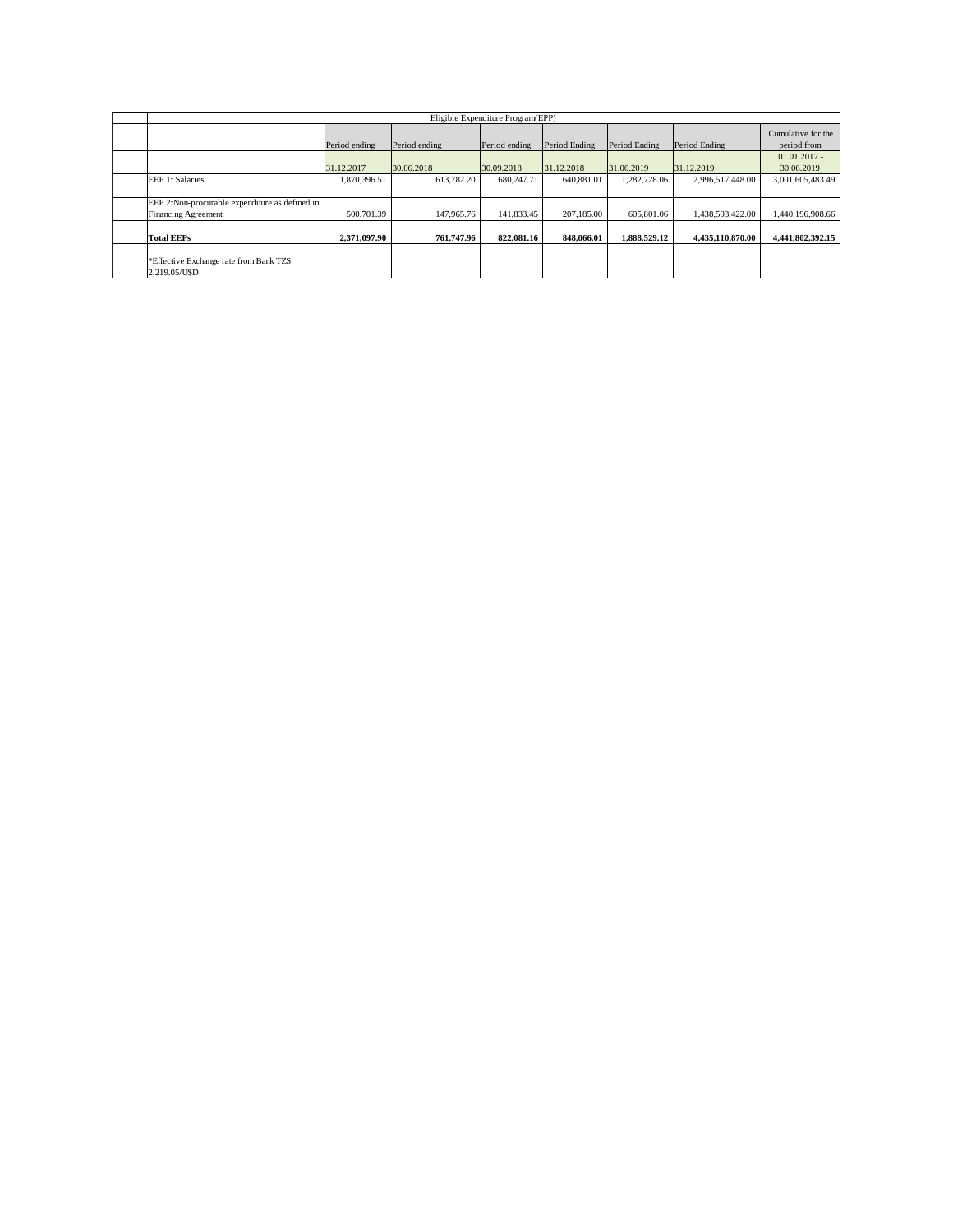| Eligible Expenditure Program(EPP) | | | | | | | |
|---|---|---|---|---|---|---|---|
| | Period ending | Period ending | Period ending | Period Ending | Period Ending | Period Ending | Cumulative for the period from |
| | 31.12.2017 | 30.06.2018 | 30.09.2018 | 31.12.2018 | 31.06.2019 | 31.12.2019 | 01.01.2017 - 30.06.2019 |
| EEP 1: Salaries | 1,870,396.51 | 613,782.20 | 680,247.71 | 640,881.01 | 1,282,728.06 | 2,996,517,448.00 | 3,001,605,483.49 |
| | | | | | | | |
| EEP 2:Non-procurable expenditure as defined in Financing Agreement | 500,701.39 | 147,965.76 | 141,833.45 | 207,185.00 | 605,801.06 | 1,438,593,422.00 | 1,440,196,908.66 |
| | | | | | | | |
| **Total EEPs** | **2,371,097.90** | **761,747.96** | **822,081.16** | **848,066.01** | **1,888,529.12** | **4,435,110,870.00** | **4,441,802,392.15** |
| | | | | | | | |
| *Effective Exchange rate from Bank TZS 2,219.05/U$D | | | | | | | |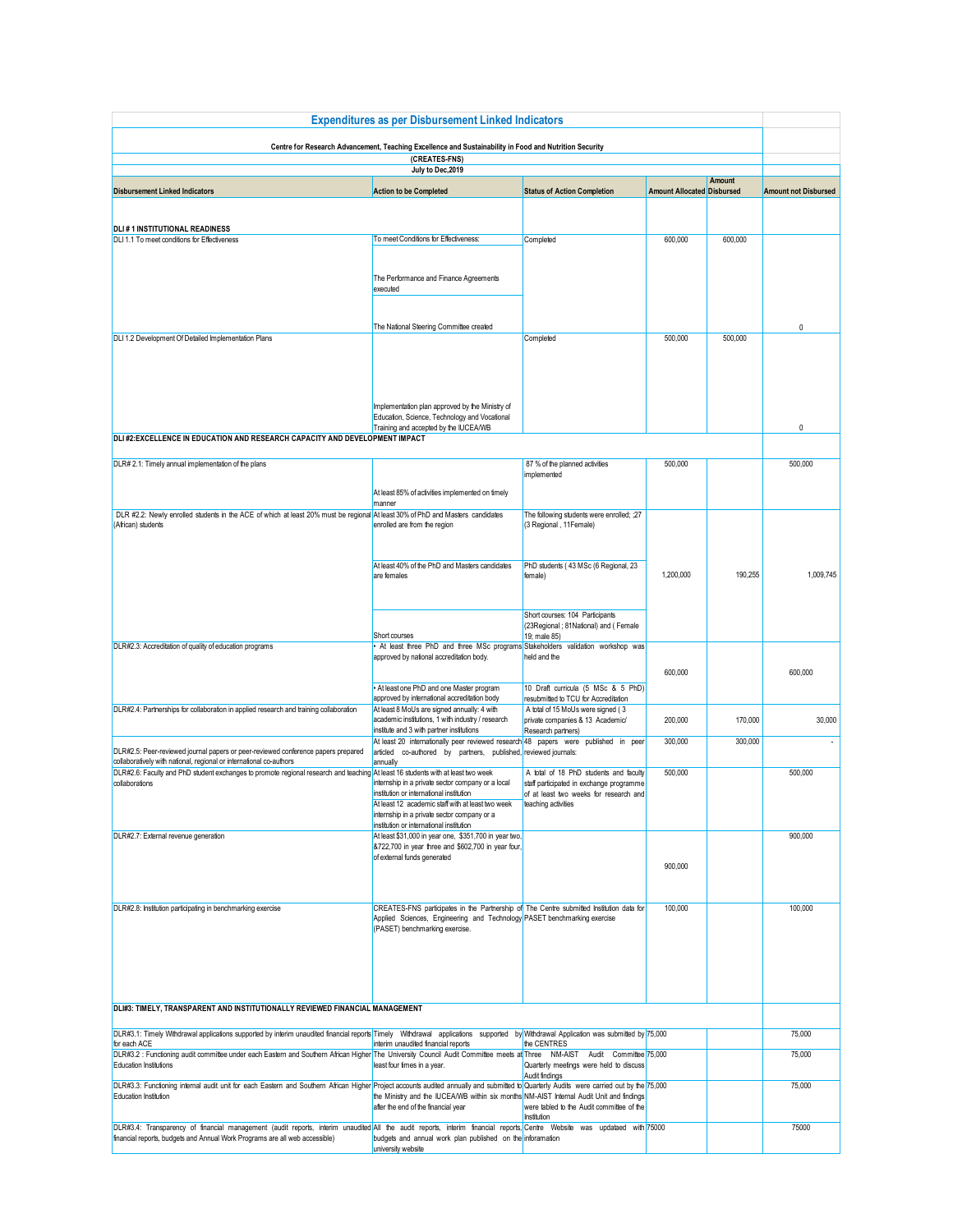## Expenditures as per Disbursement Linked Indicators

**Centre for Research Advancement, Teaching Excellence and Sustainability in Food and Nutrition Security**

**(CREATES-FNS)**

**July to Dec,2019**

| Disbursement Linked Indicators | Action to be Completed | Status of Action Completion | Amount Allocated | Amount Disbursed | Amount not Disbursed |
|---|---|---|---|---|---|
| **DLI # 1 INSTITUTIONAL READINESS** | | | | | |
| DLI 1.1 To meet conditions for Effectiveness | To meet Conditions for Effectiveness: The Performance and Finance Agreements executed The National Steering Committee created | Completed | 600,000 | 600,000 | 0 |
| DLI 1.2 Development Of Detailed Implementation Plans | Implementation plan approved by the Ministry of Education, Science, Technology and Vocational Training and accepted by the IUCEA/WB | Completed | 500,000 | 500,000 | 0 |
| **DLI #2:EXCELLENCE IN EDUCATION AND RESEARCH CAPACITY AND DEVELOPMENT IMPACT** | | | | | |
| DLR# 2.1: Timely annual implementation of the plans | At least 85% of activities implemented on timely manner | 87 % of the planned activities implemented | 500,000 | | 500,000 |
| DLR #2.2: Newly enrolled students in the ACE of which at least 20% must be regional (African) students | At least 30% of PhD and Masters candidates enrolled are from the region; At least 40% of the PhD and Masters candidates are females; Short courses | The following students were enrolled; :27 (3 Regional , 11Female) PhD students ( 43 MSc (6 Regional, 23 female); Short courses: 104 Participants (23Regional ; 81National) and ( Female 19; male 85) | 1,200,000 | 190,255 | 1,009,745 |
| DLR#2.3: Accreditation of quality of education programs | • At least three PhD and three MSc programs approved by national accreditation body. • At least one PhD and one Master program approved by international accreditation body | Stakeholders validation workshop was held and the 10 Draft curricula (5 MSc & 5 PhD) resubmitted to TCU for Accreditation | 600,000 | | 600,000 |
| DLR#2.4: Partnerships for collaboration in applied research and training collaboration | At least 8 MoUs are signed annually: 4 with academic institutions, 1 with industry / research institute and 3 with partner institutions | A total of 15 MoUs were signed ( 3 private companies & 13 Academic/ Research partners) | 200,000 | 170,000 | 30,000 |
| DLR#2.5: Peer-reviewed journal papers or peer-reviewed conference papers prepared collaboratively with national, regional or international co-authors | At least 20 internationally peer reviewed research articled co-authored by partners, published, annually | 48 papers were published in peer reviewed journals: | 300,000 | 300,000 | - |
| DLR#2.6: Faculty and PhD student exchanges to promote regional research and teaching collaborations | At least 16 students with at least two week internship in a private sector company or a local institution or international institution; At least 12 academic staff with at least two week internship in a private sector company or a institution or international institution | A total of 18 PhD students and faculty staff participated in exchange programme of at least two weeks for research and teaching activities | 500,000 | | 500,000 |
| DLR#2.7: External revenue generation | At least $31,000 in year one, $351,700 in year two, &722,700 in year three and $602,700 in year four, of external funds generated | | 900,000 | | 900,000 |
| DLR#2.8: Institution participating in benchmarking exercise | CREATES-FNS participates in the Partnership of Applied Sciences, Engineering and Technology (PASET) benchmarking exercise. | The Centre submitted Institution data for PASET benchmarking exercise | 100,000 | | 100,000 |
| **DLI#3: TIMELY, TRANSPARENT AND INSTITUTIONALLY REVIEWED FINANCIAL MANAGEMENT** | | | | | |
| DLR#3.1: Timely Withdrawal applications supported by interim unaudited financial reports for each ACE | Timely Withdrawal applications supported by interim unaudited financial reports | Withdrawal Application was submitted by the CENTRES | 75,000 | | 75,000 |
| DLR#3.2 : Functioning audit committee under each Eastern and Southern African Higher Education Institutions | The University Council Audit Committee meets at least four times in a year. | Three NM-AIST Audit Committee Quarterly meetings were held to discuss Audit findings | 75,000 | | 75,000 |
| DLR#3.3: Functioning internal audit unit for each Eastern and Southern African Higher Education Institution | Project accounts audited annually and submitted to the Ministry and the IUCEA/WB within six months after the end of the financial year | Quarterly Audits were carried out by the NM-AIST Internal Audit Unit and findings were tabled to the Audit committee of the Institution | 75,000 | | 75,000 |
| DLR#3.4: Transparency of financial management (audit reports, interim unaudited financial reports, budgets and Annual Work Programs are all web accessible) | All the audit reports, interim financial reports, budgets and annual work plan published on the university website | Centre Website was updated with information | 75000 | | 75000 |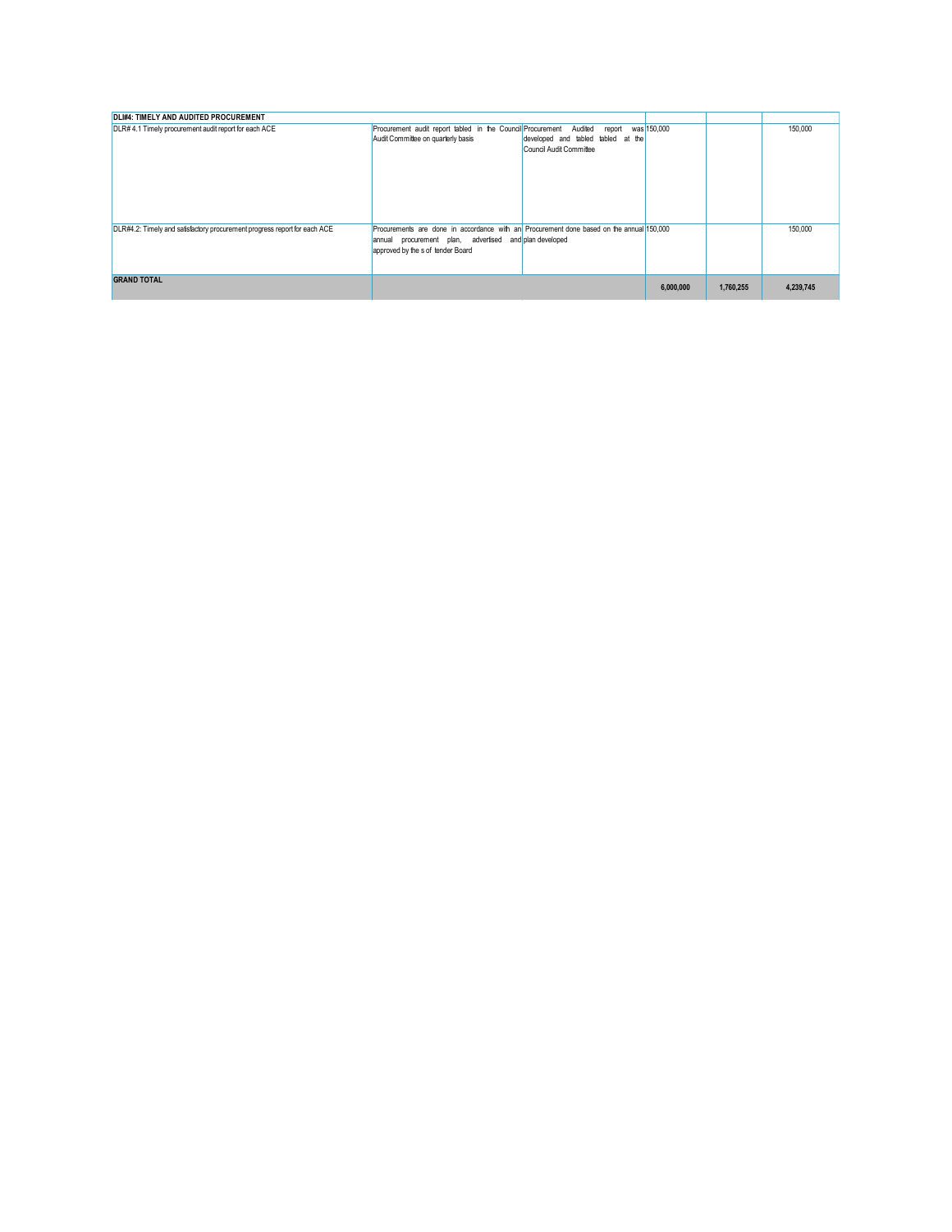| | | | | | |
|---|---|---|---|---|---|
| **DLI#4: TIMELY AND AUDITED PROCUREMENT** | | | | | |
| DLR# 4.1 Timely procurement audit report for each ACE | Procurement audit report tabled in the Council Audit Committee on quarterly basis | Procurement Audited report was developed and tabled tabled at the Council Audit Committee | 150,000 | | 150,000 |
| DLR#4.2: Timely and satisfactory procurement progress report for each ACE | Procurements are done in accordance with an annual procurement plan, advertised and approved by the s of tender Board | Procurement done based on the annual plan developed | 150,000 | | 150,000 |
| **GRAND TOTAL** | | | **6,000,000** | **1,760,255** | **4,239,745** |